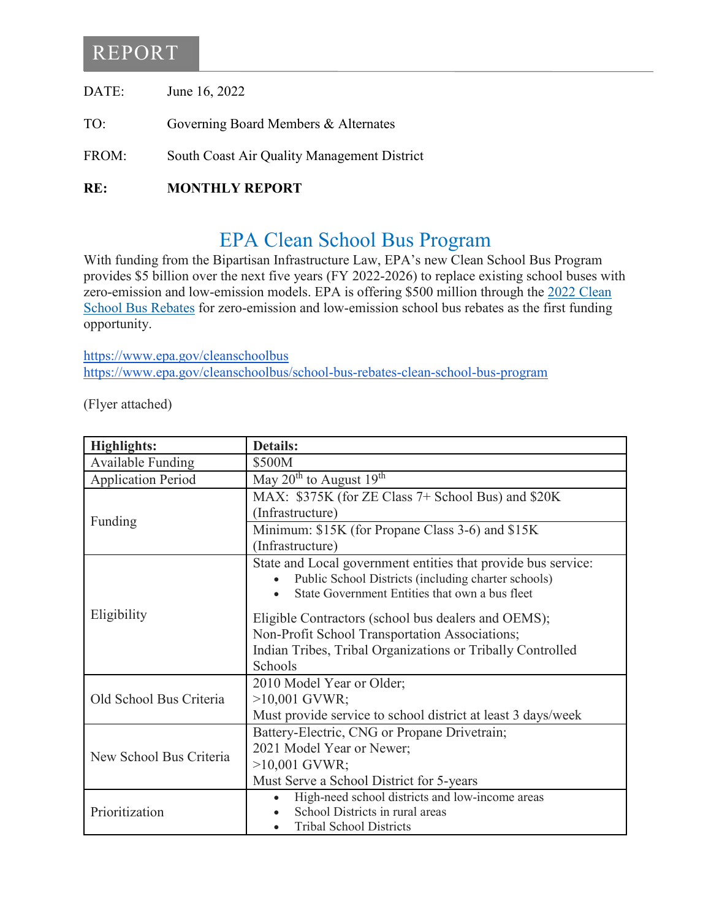# REPORT

DATE: June 16, 2022

TO: Governing Board Members & Alternates

FROM: South Coast Air Quality Management District

**RE: MONTHLY REPORT**

## EPA Clean School Bus Program

With funding from the Bipartisan Infrastructure Law, EPA's new Clean School Bus Program provides $5 billion over the next five years (FY 2022-2026) to replace existing school buses with zero-emission and low-emission models. EPA is offering $500 million through the [2022 Clean School Bus Rebates](https://www.epa.gov/cleanschoolbus/school-bus-rebates-clean-school-bus-program) for zero-emission and low-emission school bus rebates as the first funding opportunity.

https://www.epa.gov/cleanschoolbus
https://www.epa.gov/cleanschoolbus/school-bus-rebates-clean-school-bus-program

(Flyer attached)

| **Highlights:** | **Details:** |
|---|---|
| Available Funding | $500M |
| Application Period | May 20th to August 19th |
| Funding | MAX: $375K (for ZE Class 7+ School Bus) and $20K (Infrastructure)<br>Minimum: $15K (for Propane Class 3-6) and $15K (Infrastructure) |
| Eligibility | State and Local government entities that provide bus service:<br>• Public School Districts (including charter schools)<br>• State Government Entities that own a bus fleet<br><br>Eligible Contractors (school bus dealers and OEMS);<br>Non-Profit School Transportation Associations;<br>Indian Tribes, Tribal Organizations or Tribally Controlled Schools |
| Old School Bus Criteria | 2010 Model Year or Older;<br>>10,001 GVWR;<br>Must provide service to school district at least 3 days/week |
| New School Bus Criteria | Battery-Electric, CNG or Propane Drivetrain;<br>2021 Model Year or Newer;<br>>10,001 GVWR;<br>Must Serve a School District for 5-years |
| Prioritization | • High-need school districts and low-income areas<br>• School Districts in rural areas<br>• Tribal School Districts |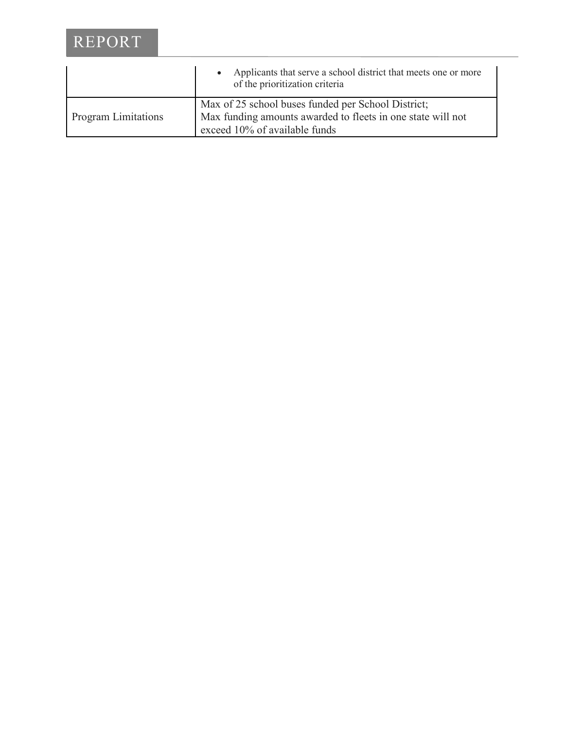|  |  |
|---|---|
|  | • Applicants that serve a school district that meets one or more of the prioritization criteria |
| Program Limitations | Max of 25 school buses funded per School District;<br>Max funding amounts awarded to fleets in one state will not exceed 10% of available funds |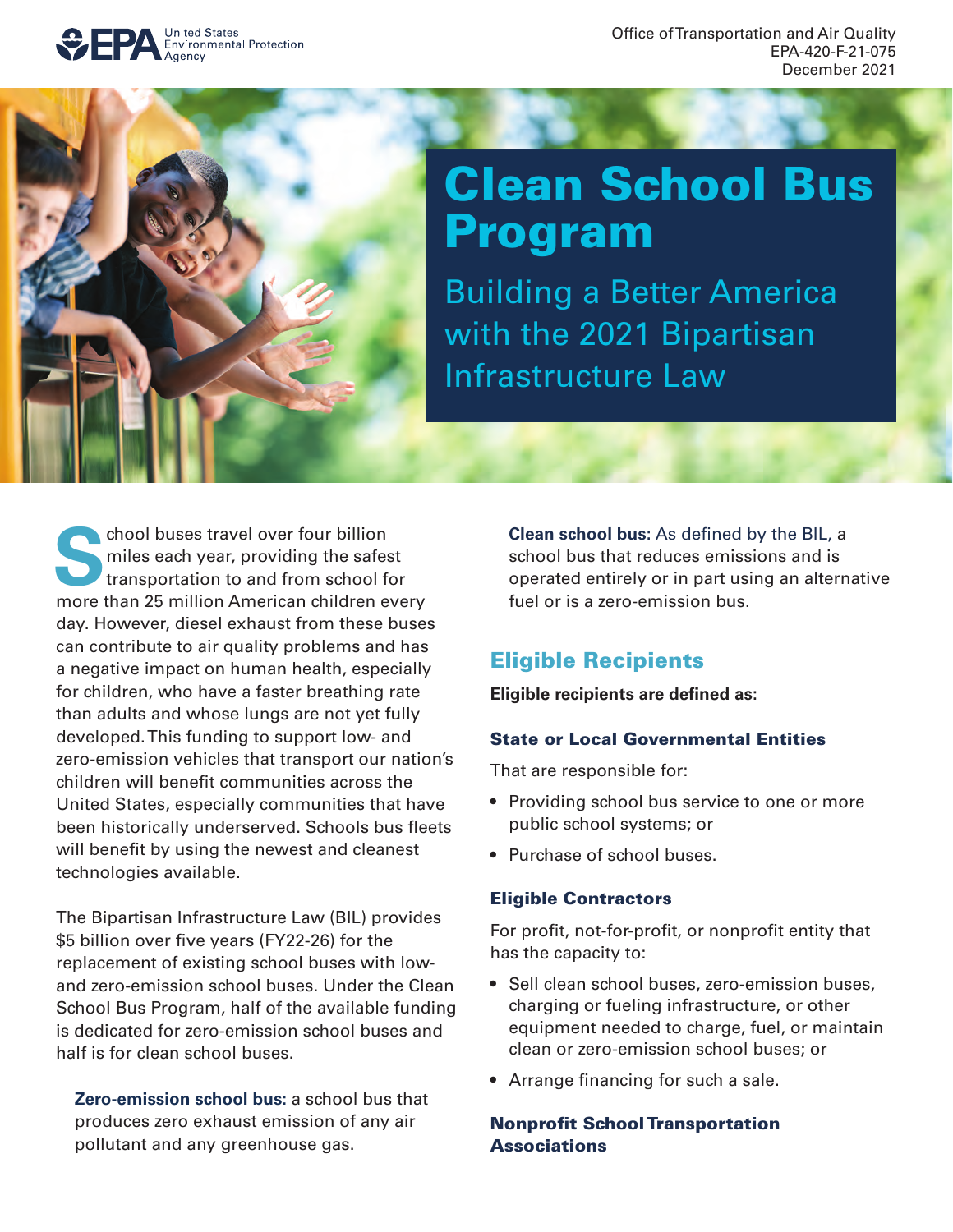Office of Transportation and Air Quality
EPA-420-F-21-075
December 2021

# Clean School Bus Program

## Building a Better America with the 2021 Bipartisan Infrastructure Law

School buses travel over four billion miles each year, providing the safest transportation to and from school for more than 25 million American children every day. However, diesel exhaust from these buses can contribute to air quality problems and has a negative impact on human health, especially for children, who have a faster breathing rate than adults and whose lungs are not yet fully developed. This funding to support low- and zero-emission vehicles that transport our nation's children will benefit communities across the United States, especially communities that have been historically underserved. Schools bus fleets will benefit by using the newest and cleanest technologies available.

The Bipartisan Infrastructure Law (BIL) provides $5 billion over five years (FY22-26) for the replacement of existing school buses with low- and zero-emission school buses. Under the Clean School Bus Program, half of the available funding is dedicated for zero-emission school buses and half is for clean school buses.

**Zero-emission school bus:** a school bus that produces zero exhaust emission of any air pollutant and any greenhouse gas.

**Clean school bus:** As defined by the BIL, a school bus that reduces emissions and is operated entirely or in part using an alternative fuel or is a zero-emission bus.

## Eligible Recipients

**Eligible recipients are defined as:**

### State or Local Governmental Entities

That are responsible for:

- Providing school bus service to one or more public school systems; or
- Purchase of school buses.

### Eligible Contractors

For profit, not-for-profit, or nonprofit entity that has the capacity to:

- Sell clean school buses, zero-emission buses, charging or fueling infrastructure, or other equipment needed to charge, fuel, or maintain clean or zero-emission school buses; or
- Arrange financing for such a sale.

### Nonprofit School Transportation Associations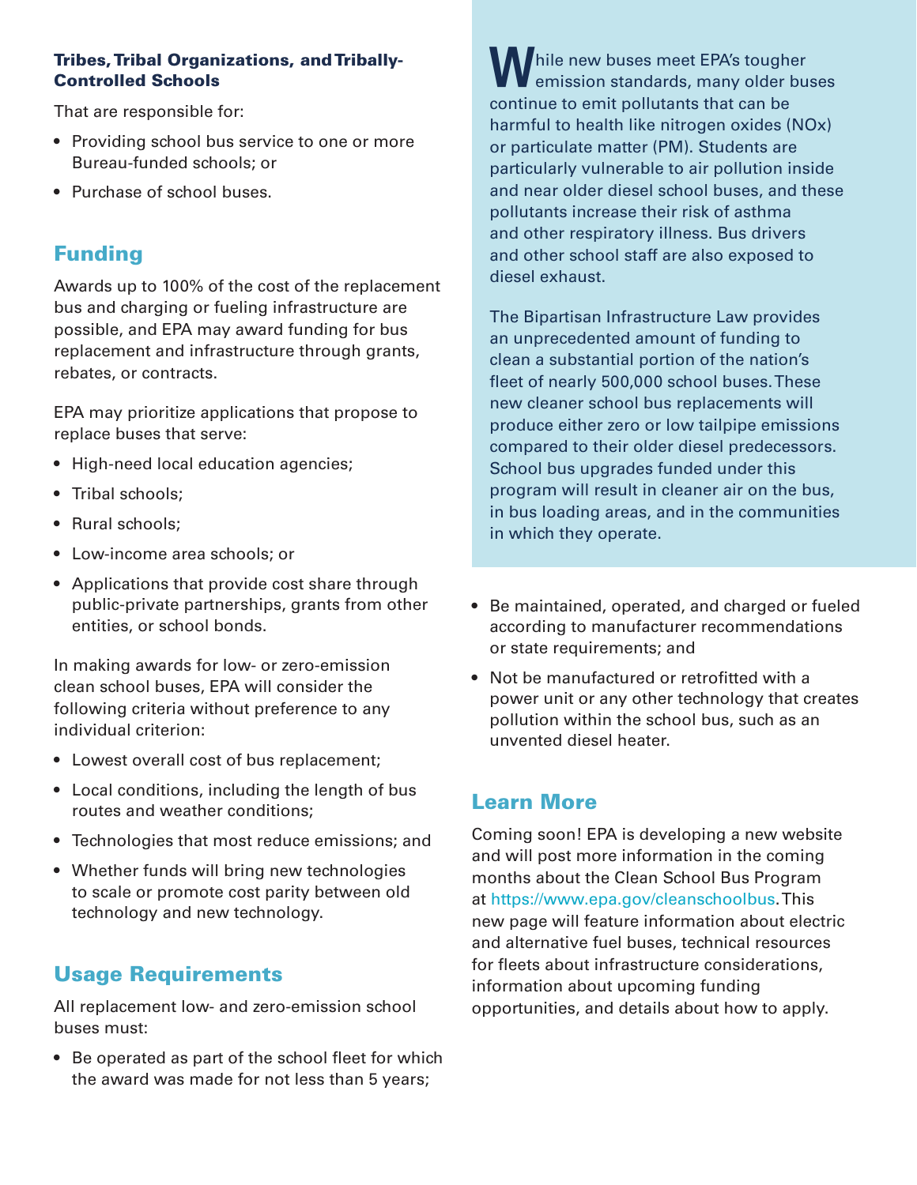**Tribes, Tribal Organizations, and Tribally-Controlled Schools**

That are responsible for:

- Providing school bus service to one or more Bureau-funded schools; or
- Purchase of school buses.

## Funding

Awards up to 100% of the cost of the replacement bus and charging or fueling infrastructure are possible, and EPA may award funding for bus replacement and infrastructure through grants, rebates, or contracts.

EPA may prioritize applications that propose to replace buses that serve:

- High-need local education agencies;
- Tribal schools;
- Rural schools;
- Low-income area schools; or
- Applications that provide cost share through public-private partnerships, grants from other entities, or school bonds.

In making awards for low- or zero-emission clean school buses, EPA will consider the following criteria without preference to any individual criterion:

- Lowest overall cost of bus replacement;
- Local conditions, including the length of bus routes and weather conditions;
- Technologies that most reduce emissions; and
- Whether funds will bring new technologies to scale or promote cost parity between old technology and new technology.

## Usage Requirements

All replacement low- and zero-emission school buses must:

- Be operated as part of the school fleet for which the award was made for not less than 5 years;
- Be maintained, operated, and charged or fueled according to manufacturer recommendations or state requirements; and
- Not be manufactured or retrofitted with a power unit or any other technology that creates pollution within the school bus, such as an unvented diesel heater.

While new buses meet EPA's tougher emission standards, many older buses continue to emit pollutants that can be harmful to health like nitrogen oxides (NOx) or particulate matter (PM). Students are particularly vulnerable to air pollution inside and near older diesel school buses, and these pollutants increase their risk of asthma and other respiratory illness. Bus drivers and other school staff are also exposed to diesel exhaust.

The Bipartisan Infrastructure Law provides an unprecedented amount of funding to clean a substantial portion of the nation's fleet of nearly 500,000 school buses. These new cleaner school bus replacements will produce either zero or low tailpipe emissions compared to their older diesel predecessors. School bus upgrades funded under this program will result in cleaner air on the bus, in bus loading areas, and in the communities in which they operate.

## Learn More

Coming soon! EPA is developing a new website and will post more information in the coming months about the Clean School Bus Program at https://www.epa.gov/cleanschoolbus. This new page will feature information about electric and alternative fuel buses, technical resources for fleets about infrastructure considerations, information about upcoming funding opportunities, and details about how to apply.